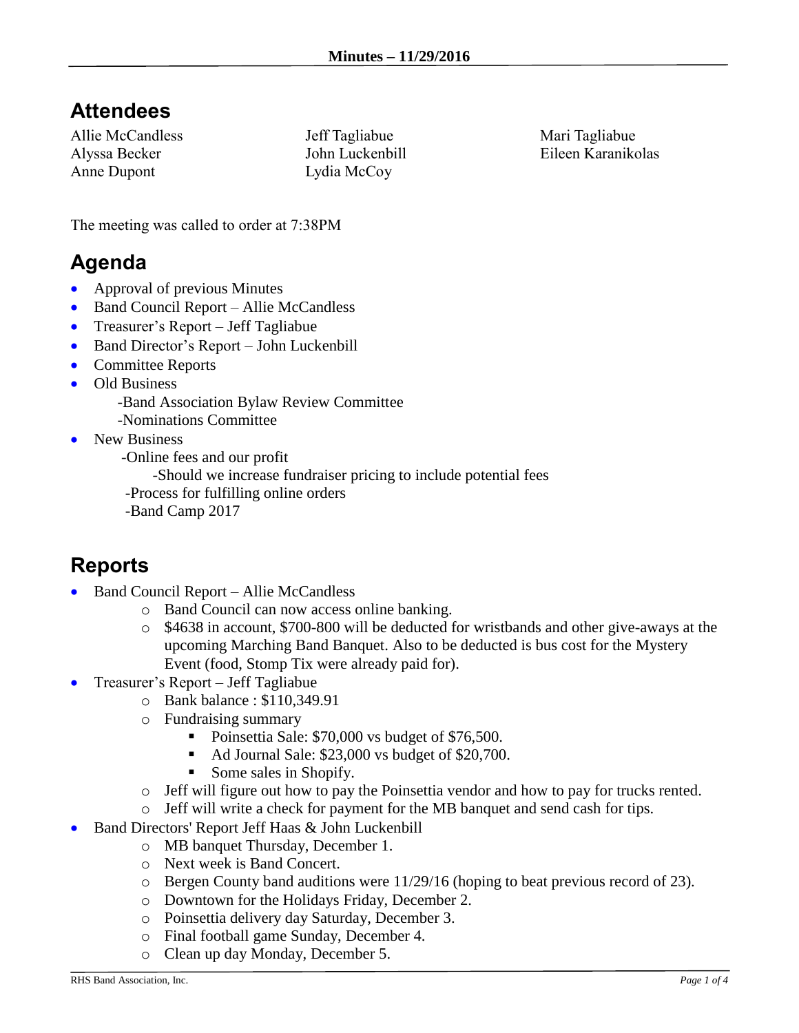**Minutes – 11/29/2016**

# Attendees

Allie McCandless
Alyssa Becker
Anne Dupont
Jeff Tagliabue
John Luckenbill
Lydia McCoy
Mari Tagliabue
Eileen Karanikolas

The meeting was called to order at 7:38PM

# Agenda

- Approval of previous Minutes
- Band Council Report – Allie McCandless
- Treasurer's Report – Jeff Tagliabue
- Band Director's Report – John Luckenbill
- Committee Reports
- Old Business
  - -Band Association Bylaw Review Committee
  - -Nominations Committee
- New Business
  - -Online fees and our profit
    - -Should we increase fundraiser pricing to include potential fees
  - -Process for fulfilling online orders
  - -Band Camp 2017

# Reports

- Band Council Report – Allie McCandless
  - Band Council can now access online banking.
  - $4638 in account, $700-800 will be deducted for wristbands and other give-aways at the upcoming Marching Band Banquet. Also to be deducted is bus cost for the Mystery Event (food, Stomp Tix were already paid for).
- Treasurer's Report – Jeff Tagliabue
  - Bank balance : $110,349.91
  - Fundraising summary
    - Poinsettia Sale: $70,000 vs budget of $76,500.
    - Ad Journal Sale: $23,000 vs budget of $20,700.
    - Some sales in Shopify.
  - Jeff will figure out how to pay the Poinsettia vendor and how to pay for trucks rented.
  - Jeff will write a check for payment for the MB banquet and send cash for tips.
- Band Directors' Report Jeff Haas & John Luckenbill
  - MB banquet Thursday, December 1.
  - Next week is Band Concert.
  - Bergen County band auditions were 11/29/16 (hoping to beat previous record of 23).
  - Downtown for the Holidays Friday, December 2.
  - Poinsettia delivery day Saturday, December 3.
  - Final football game Sunday, December 4.
  - Clean up day Monday, December 5.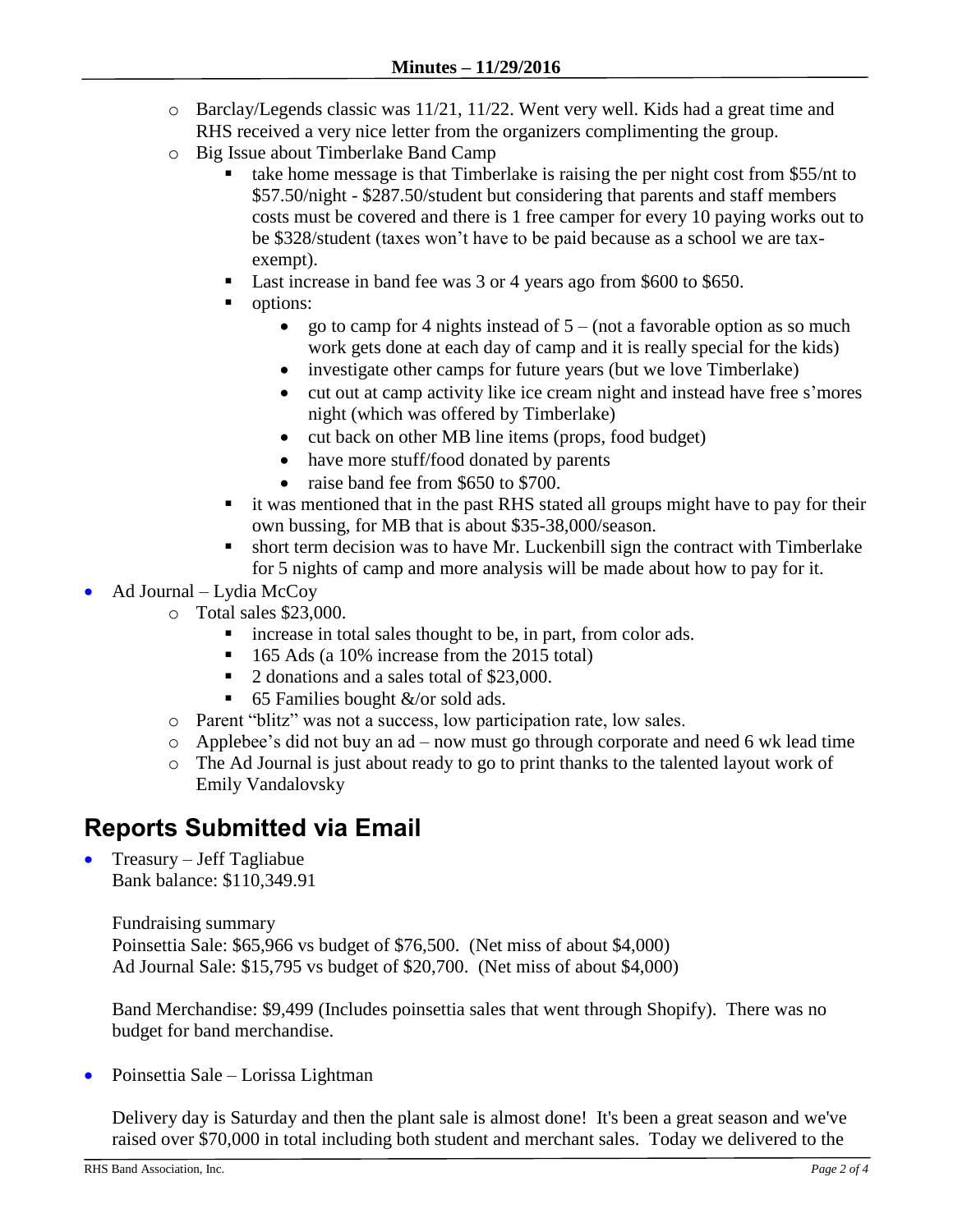- Barclay/Legends classic was 11/21, 11/22. Went very well. Kids had a great time and RHS received a very nice letter from the organizers complimenting the group.
    - Big Issue about Timberlake Band Camp
        - take home message is that Timberlake is raising the per night cost from $55/nt to $57.50/night - $287.50/student but considering that parents and staff members costs must be covered and there is 1 free camper for every 10 paying works out to be $328/student (taxes won't have to be paid because as a school we are tax-exempt).
        - Last increase in band fee was 3 or 4 years ago from $600 to $650.
        - options:
            - go to camp for 4 nights instead of 5 – (not a favorable option as so much work gets done at each day of camp and it is really special for the kids)
            - investigate other camps for future years (but we love Timberlake)
            - cut out at camp activity like ice cream night and instead have free s'mores night (which was offered by Timberlake)
            - cut back on other MB line items (props, food budget)
            - have more stuff/food donated by parents
            - raise band fee from $650 to $700.
        - it was mentioned that in the past RHS stated all groups might have to pay for their own bussing, for MB that is about $35-38,000/season.
        - short term decision was to have Mr. Luckenbill sign the contract with Timberlake for 5 nights of camp and more analysis will be made about how to pay for it.
- Ad Journal – Lydia McCoy
    - Total sales $23,000.
        - increase in total sales thought to be, in part, from color ads.
        - 165 Ads (a 10% increase from the 2015 total)
        - 2 donations and a sales total of $23,000.
        - 65 Families bought &/or sold ads.
    - Parent "blitz" was not a success, low participation rate, low sales.
    - Applebee's did not buy an ad – now must go through corporate and need 6 wk lead time
    - The Ad Journal is just about ready to go to print thanks to the talented layout work of Emily Vandalovsky

## Reports Submitted via Email

- Treasury – Jeff Tagliabue
  Bank balance: $110,349.91

  Fundraising summary
  Poinsettia Sale: $65,966 vs budget of $76,500. (Net miss of about $4,000)
  Ad Journal Sale: $15,795 vs budget of $20,700. (Net miss of about $4,000)

  Band Merchandise: $9,499 (Includes poinsettia sales that went through Shopify). There was no budget for band merchandise.

- Poinsettia Sale – Lorissa Lightman

  Delivery day is Saturday and then the plant sale is almost done! It's been a great season and we've raised over $70,000 in total including both student and merchant sales. Today we delivered to the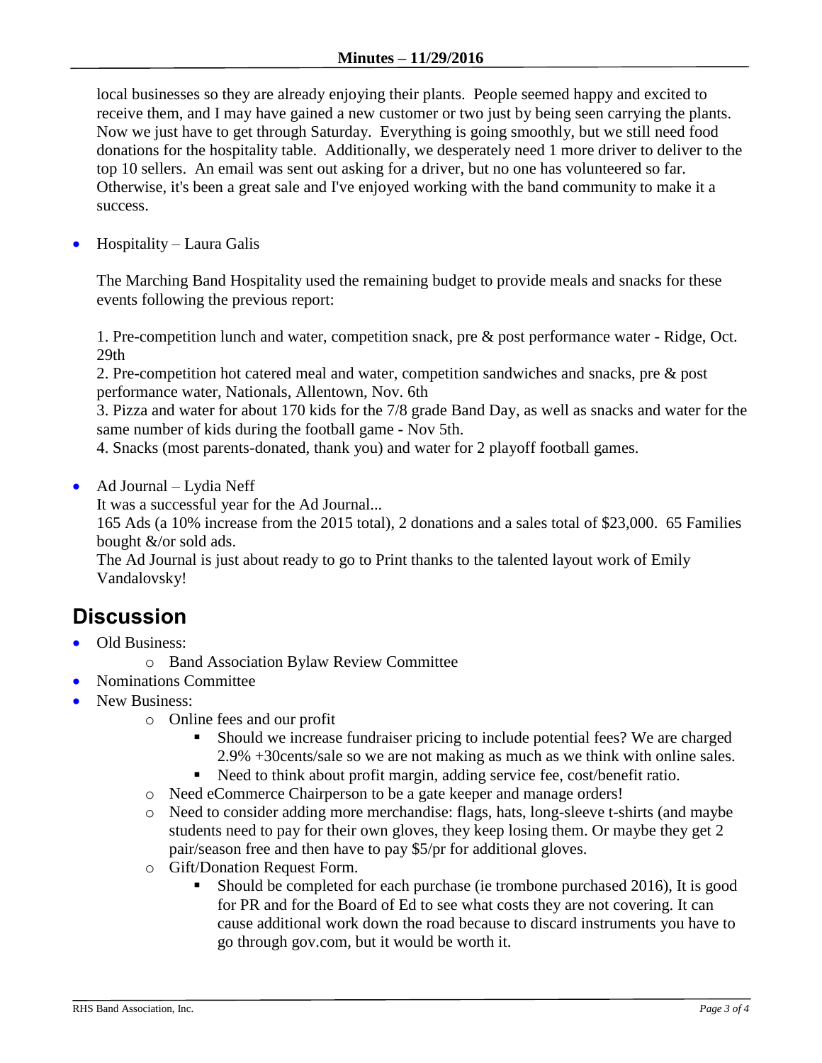local businesses so they are already enjoying their plants. People seemed happy and excited to receive them, and I may have gained a new customer or two just by being seen carrying the plants. Now we just have to get through Saturday. Everything is going smoothly, but we still need food donations for the hospitality table. Additionally, we desperately need 1 more driver to deliver to the top 10 sellers. An email was sent out asking for a driver, but no one has volunteered so far. Otherwise, it's been a great sale and I've enjoyed working with the band community to make it a success.

- Hospitality – Laura Galis

  The Marching Band Hospitality used the remaining budget to provide meals and snacks for these events following the previous report:

  1. Pre-competition lunch and water, competition snack, pre & post performance water - Ridge, Oct. 29th
  2. Pre-competition hot catered meal and water, competition sandwiches and snacks, pre & post performance water, Nationals, Allentown, Nov. 6th
  3. Pizza and water for about 170 kids for the 7/8 grade Band Day, as well as snacks and water for the same number of kids during the football game - Nov 5th.
  4. Snacks (most parents-donated, thank you) and water for 2 playoff football games.

- Ad Journal – Lydia Neff

  It was a successful year for the Ad Journal...

  165 Ads (a 10% increase from the 2015 total), 2 donations and a sales total of $23,000. 65 Families bought &/or sold ads.

  The Ad Journal is just about ready to go to Print thanks to the talented layout work of Emily Vandalovsky!

# Discussion

- Old Business:
  - Band Association Bylaw Review Committee
- Nominations Committee
- New Business:
  - Online fees and our profit
    - Should we increase fundraiser pricing to include potential fees? We are charged 2.9% +30cents/sale so we are not making as much as we think with online sales.
    - Need to think about profit margin, adding service fee, cost/benefit ratio.
  - Need eCommerce Chairperson to be a gate keeper and manage orders!
  - Need to consider adding more merchandise: flags, hats, long-sleeve t-shirts (and maybe students need to pay for their own gloves, they keep losing them. Or maybe they get 2 pair/season free and then have to pay $5/pr for additional gloves.
  - Gift/Donation Request Form.
    - Should be completed for each purchase (ie trombone purchased 2016), It is good for PR and for the Board of Ed to see what costs they are not covering. It can cause additional work down the road because to discard instruments you have to go through gov.com, but it would be worth it.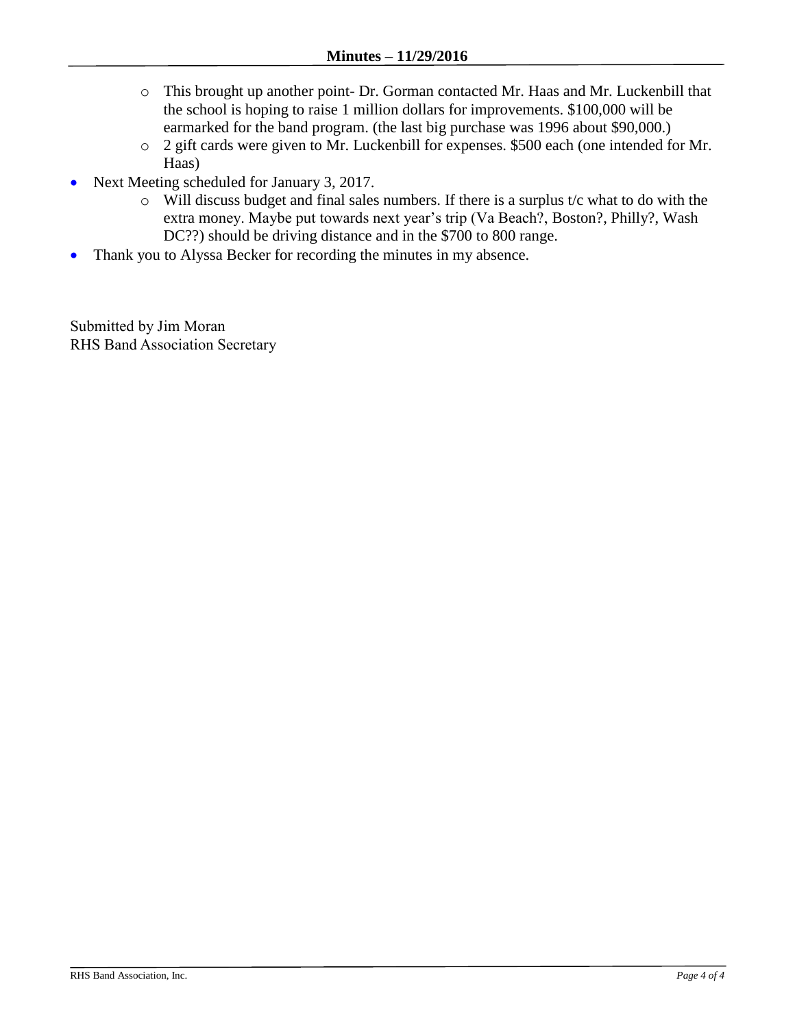- This brought up another point- Dr. Gorman contacted Mr. Haas and Mr. Luckenbill that the school is hoping to raise 1 million dollars for improvements. $100,000 will be earmarked for the band program. (the last big purchase was 1996 about $90,000.)
  - 2 gift cards were given to Mr. Luckenbill for expenses. $500 each (one intended for Mr. Haas)
- Next Meeting scheduled for January 3, 2017.
  - Will discuss budget and final sales numbers. If there is a surplus t/c what to do with the extra money. Maybe put towards next year's trip (Va Beach?, Boston?, Philly?, Wash DC??) should be driving distance and in the $700 to 800 range.
- Thank you to Alyssa Becker for recording the minutes in my absence.

Submitted by Jim Moran
RHS Band Association Secretary